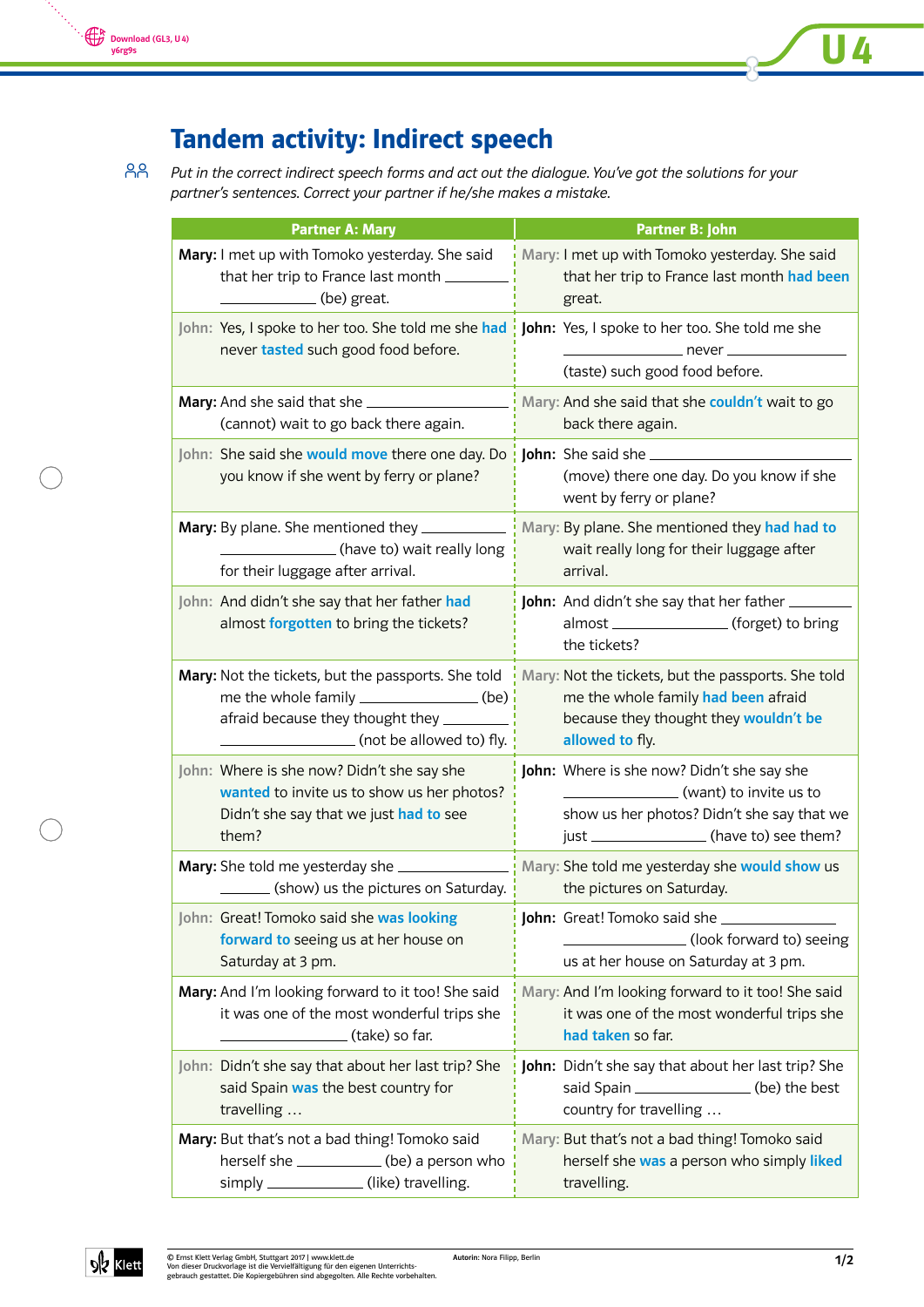Download (GL3, U4)
y6rg9s

# Tandem activity: Indirect speech

*Put in the correct indirect speech forms and act out the dialogue. You've got the solutions for your partner's sentences. Correct your partner if he/she makes a mistake.*

| Partner A: Mary | Partner B: John |
|---|---|
| **Mary:** I met up with Tomoko yesterday. She said that her trip to France last month ________ ________ (be) great. | Mary: I met up with Tomoko yesterday. She said that her trip to France last month **had been** great. |
| John: Yes, I spoke to her too. She told me she **had** never **tasted** such good food before. | **John:** Yes, I spoke to her too. She told me she ________ never ________ (taste) such good food before. |
| **Mary:** And she said that she ________ (cannot) wait to go back there again. | Mary: And she said that she **couldn't** wait to go back there again. |
| John: She said she **would move** there one day. Do you know if she went by ferry or plane? | **John:** She said she ________ (move) there one day. Do you know if she went by ferry or plane? |
| **Mary:** By plane. She mentioned they ________ ________ (have to) wait really long for their luggage after arrival. | Mary: By plane. She mentioned they **had had to** wait really long for their luggage after arrival. |
| John: And didn't she say that her father **had** almost **forgotten** to bring the tickets? | **John:** And didn't she say that her father ________ almost ________ (forget) to bring the tickets? |
| **Mary:** Not the tickets, but the passports. She told me the whole family ________ (be) afraid because they thought they ________ ________ (not be allowed to) fly. | Mary: Not the tickets, but the passports. She told me the whole family **had been** afraid because they thought they **wouldn't be allowed to** fly. |
| John: Where is she now? Didn't she say she **wanted** to invite us to show us her photos? Didn't she say that we just **had to** see them? | **John:** Where is she now? Didn't she say she ________ (want) to invite us to show us her photos? Didn't she say that we just ________ (have to) see them? |
| **Mary:** She told me yesterday she ________ ________ (show) us the pictures on Saturday. | Mary: She told me yesterday she **would show** us the pictures on Saturday. |
| John: Great! Tomoko said she **was looking forward to** seeing us at her house on Saturday at 3 pm. | **John:** Great! Tomoko said she ________ ________ (look forward to) seeing us at her house on Saturday at 3 pm. |
| **Mary:** And I'm looking forward to it too! She said it was one of the most wonderful trips she ________ (take) so far. | Mary: And I'm looking forward to it too! She said it was one of the most wonderful trips she **had taken** so far. |
| John: Didn't she say that about her last trip? She said Spain **was** the best country for travelling … | **John:** Didn't she say that about her last trip? She said Spain ________ (be) the best country for travelling … |
| **Mary:** But that's not a bad thing! Tomoko said herself she ________ (be) a person who simply ________ (like) travelling. | Mary: But that's not a bad thing! Tomoko said herself she **was** a person who simply **liked** travelling. |

© Ernst Klett Verlag GmbH, Stuttgart 2017 | www.klett.de
Von dieser Druckvorlage ist die Vervielfältigung für den eigenen Unterrichtsgebrauch gestattet. Die Kopiergebühren sind abgegolten. Alle Rechte vorbehalten.

Autorin: Nora Filipp, Berlin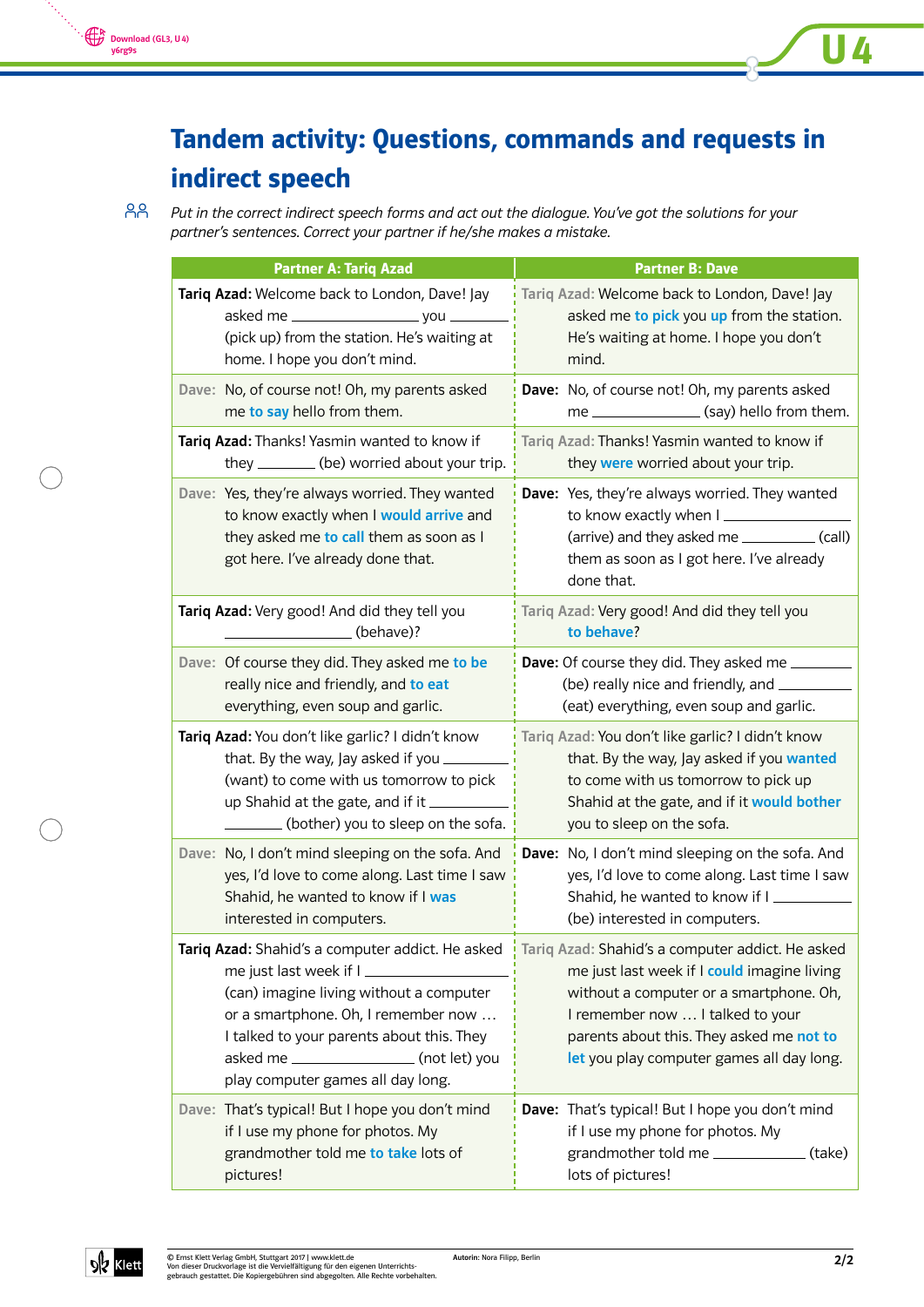# Tandem activity: Questions, commands and requests in indirect speech

*Put in the correct indirect speech forms and act out the dialogue. You've got the solutions for your partner's sentences. Correct your partner if he/she makes a mistake.*

| Partner A: Tariq Azad | Partner B: Dave |
|---|---|
| **Tariq Azad:** Welcome back to London, Dave! Jay asked me ____________ you ________ (pick up) from the station. He's waiting at home. I hope you don't mind. | Tariq Azad: Welcome back to London, Dave! Jay asked me **to pick** you **up** from the station. He's waiting at home. I hope you don't mind. |
| Dave: No, of course not! Oh, my parents asked me **to say** hello from them. | **Dave:** No, of course not! Oh, my parents asked me __________ (say) hello from them. |
| **Tariq Azad:** Thanks! Yasmin wanted to know if they _______ (be) worried about your trip. | Tariq Azad: Thanks! Yasmin wanted to know if they **were** worried about your trip. |
| Dave: Yes, they're always worried. They wanted to know exactly when I **would arrive** and they asked me **to call** them as soon as I got here. I've already done that. | **Dave:** Yes, they're always worried. They wanted to know exactly when I ____________ (arrive) and they asked me _______ (call) them as soon as I got here. I've already done that. |
| **Tariq Azad:** Very good! And did they tell you ____________ (behave)? | Tariq Azad: Very good! And did they tell you **to behave**? |
| Dave: Of course they did. They asked me **to be** really nice and friendly, and **to eat** everything, even soup and garlic. | **Dave:** Of course they did. They asked me ________ (be) really nice and friendly, and ________ (eat) everything, even soup and garlic. |
| **Tariq Azad:** You don't like garlic? I didn't know that. By the way, Jay asked if you ________ (want) to come with us tomorrow to pick up Shahid at the gate, and if it ____________ (bother) you to sleep on the sofa. | Tariq Azad: You don't like garlic? I didn't know that. By the way, Jay asked if you **wanted** to come with us tomorrow to pick up Shahid at the gate, and if it **would bother** you to sleep on the sofa. |
| Dave: No, I don't mind sleeping on the sofa. And yes, I'd love to come along. Last time I saw Shahid, he wanted to know if I **was** interested in computers. | **Dave:** No, I don't mind sleeping on the sofa. And yes, I'd love to come along. Last time I saw Shahid, he wanted to know if I ________ (be) interested in computers. |
| **Tariq Azad:** Shahid's a computer addict. He asked me just last week if I ____________ (can) imagine living without a computer or a smartphone. Oh, I remember now … I talked to your parents about this. They asked me ____________ (not let) you play computer games all day long. | Tariq Azad: Shahid's a computer addict. He asked me just last week if I **could** imagine living without a computer or a smartphone. Oh, I remember now … I talked to your parents about this. They asked me **not to let** you play computer games all day long. |
| Dave: That's typical! But I hope you don't mind if I use my phone for photos. My grandmother told me **to take** lots of pictures! | **Dave:** That's typical! But I hope you don't mind if I use my phone for photos. My grandmother told me __________ (take) lots of pictures! |